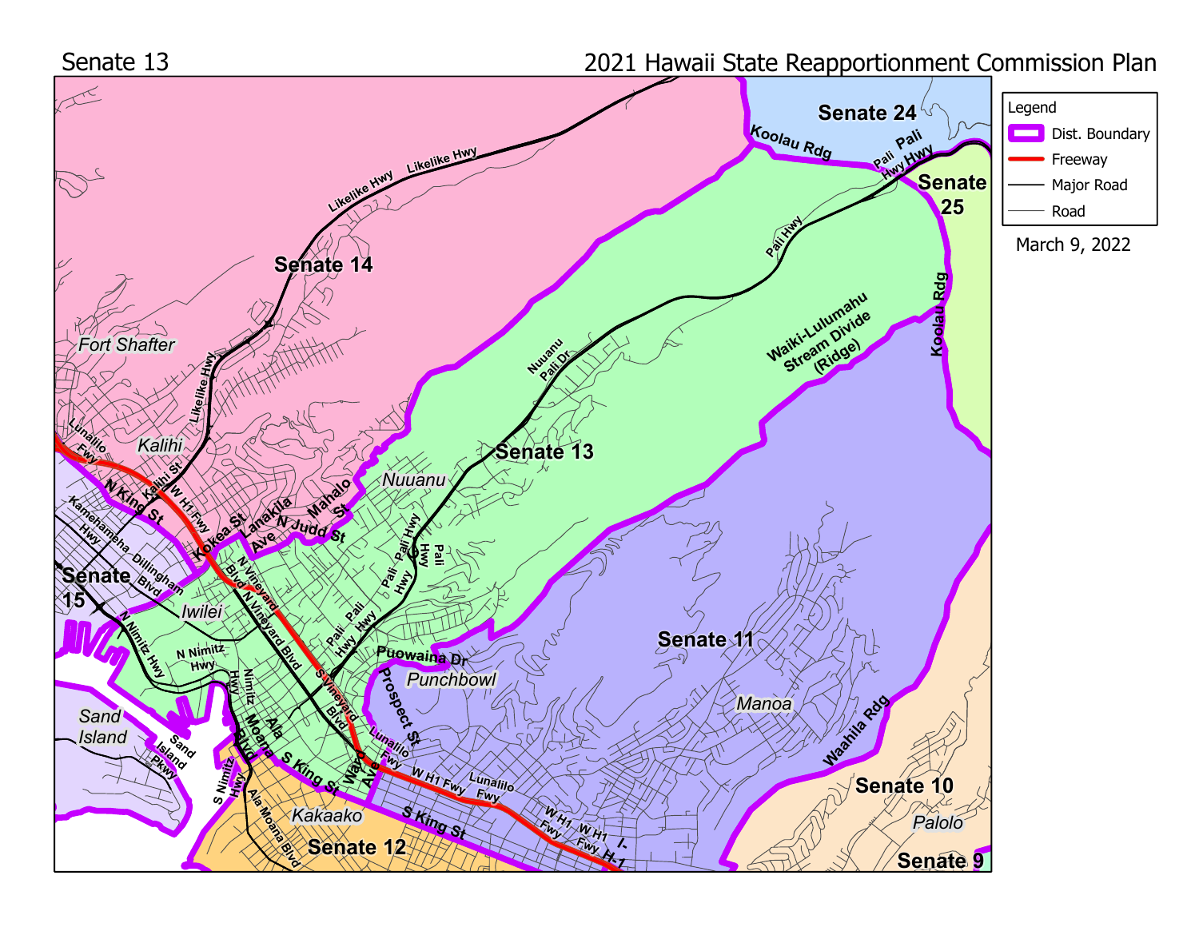Senate 13

# 2021 Hawaii State Reapportionment Commission Plan

Legend

- Dist. Boundary
- Freeway
- Major Road
- Road

March 9, 2022

Senate 24

Senate 25

Senate 14

Senate 13

Senate 15

Senate 11

Senate 12

Senate 10

Senate 9

Fort Shafter

Kalihi

Nuuanu

Iwilei

Punchbowl

Manoa

Sand Island

Kakaako

Palolo

Koolau Rdg

Pali Hwy

Likelike Hwy

Lunalilo Fwy

W H1 Fwy

N King St

Kalihi St

Kokea St

Lanakila Ave

Mahalo St

N Judd St

Nuuanu Pali Dr

Waiki-Lulumahu Stream Divide (Ridge)

Kamehameha Hwy

Dillingham Blvd

N Vineyard Blvd

N Nimitz Hwy

Nimitz Hwy

Ala Moana Blvd

S King St

Ward Ave

S Vineyard Blvd

Puowaina Dr

Prospect St

Sand Island Pkwy

S Nimitz Hwy

I-H-1

Waahila Rdg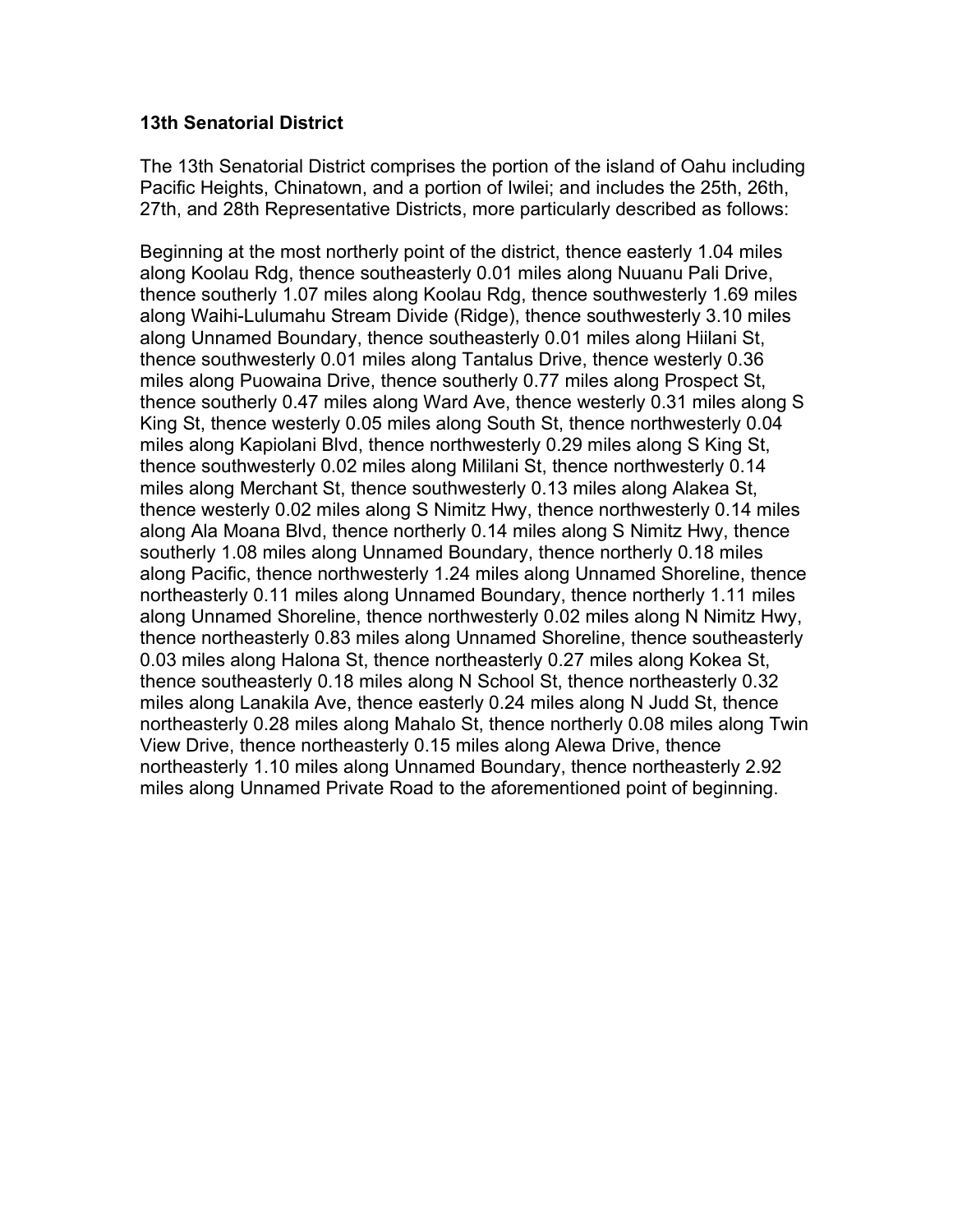**13th Senatorial District**

The 13th Senatorial District comprises the portion of the island of Oahu including Pacific Heights, Chinatown, and a portion of Iwilei; and includes the 25th, 26th, 27th, and 28th Representative Districts, more particularly described as follows:

Beginning at the most northerly point of the district, thence easterly 1.04 miles along Koolau Rdg, thence southeasterly 0.01 miles along Nuuanu Pali Drive, thence southerly 1.07 miles along Koolau Rdg, thence southwesterly 1.69 miles along Waihi-Lulumahu Stream Divide (Ridge), thence southwesterly 3.10 miles along Unnamed Boundary, thence southeasterly 0.01 miles along Hiilani St, thence southwesterly 0.01 miles along Tantalus Drive, thence westerly 0.36 miles along Puowaina Drive, thence southerly 0.77 miles along Prospect St, thence southerly 0.47 miles along Ward Ave, thence westerly 0.31 miles along S King St, thence westerly 0.05 miles along South St, thence northwesterly 0.04 miles along Kapiolani Blvd, thence northwesterly 0.29 miles along S King St, thence southwesterly 0.02 miles along Mililani St, thence northwesterly 0.14 miles along Merchant St, thence southwesterly 0.13 miles along Alakea St, thence westerly 0.02 miles along S Nimitz Hwy, thence northwesterly 0.14 miles along Ala Moana Blvd, thence northerly 0.14 miles along S Nimitz Hwy, thence southerly 1.08 miles along Unnamed Boundary, thence northerly 0.18 miles along Pacific, thence northwesterly 1.24 miles along Unnamed Shoreline, thence northeasterly 0.11 miles along Unnamed Boundary, thence northerly 1.11 miles along Unnamed Shoreline, thence northwesterly 0.02 miles along N Nimitz Hwy, thence northeasterly 0.83 miles along Unnamed Shoreline, thence southeasterly 0.03 miles along Halona St, thence northeasterly 0.27 miles along Kokea St, thence southeasterly 0.18 miles along N School St, thence northeasterly 0.32 miles along Lanakila Ave, thence easterly 0.24 miles along N Judd St, thence northeasterly 0.28 miles along Mahalo St, thence northerly 0.08 miles along Twin View Drive, thence northeasterly 0.15 miles along Alewa Drive, thence northeasterly 1.10 miles along Unnamed Boundary, thence northeasterly 2.92 miles along Unnamed Private Road to the aforementioned point of beginning.